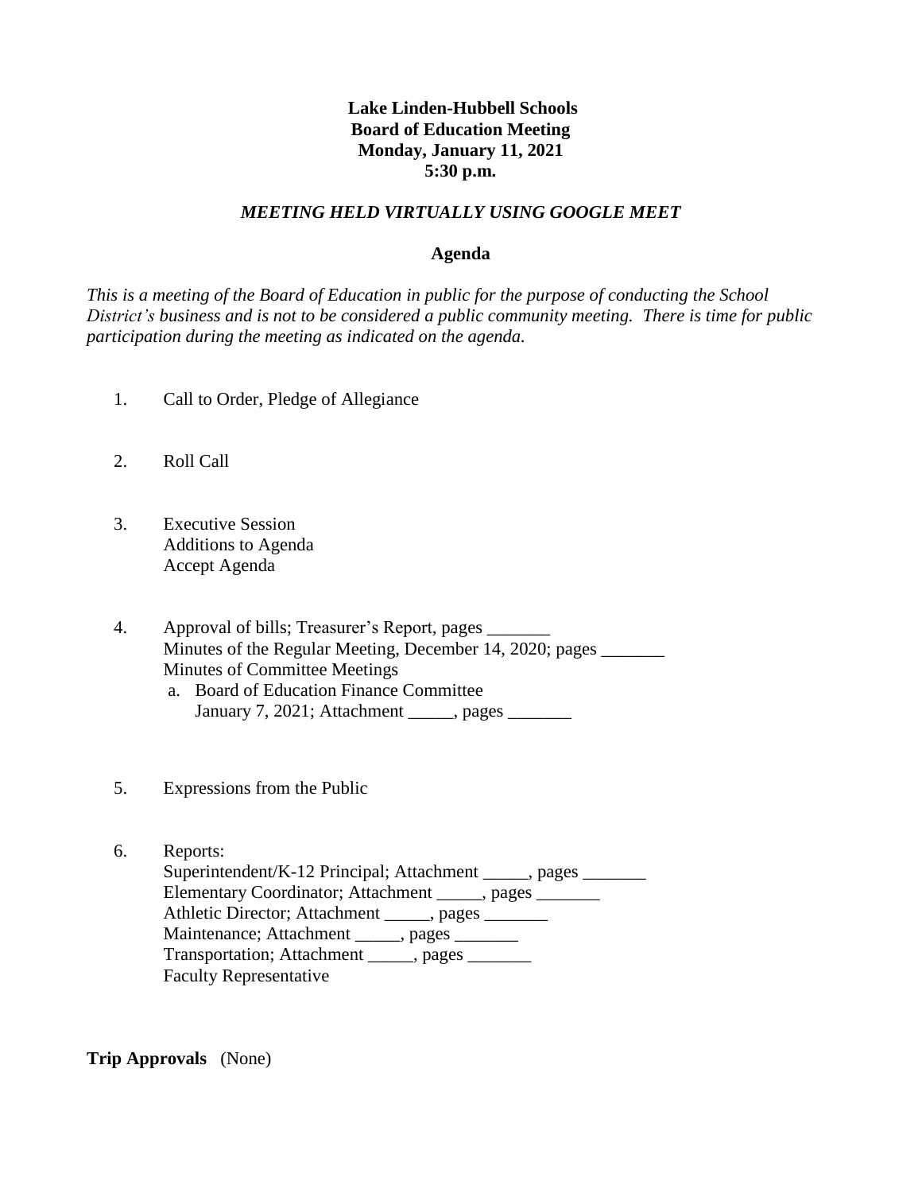**Lake Linden-Hubbell Schools**
**Board of Education Meeting**
**Monday, January 11, 2021**
**5:30 p.m.**

***MEETING HELD VIRTUALLY USING GOOGLE MEET***

**Agenda**

*This is a meeting of the Board of Education in public for the purpose of conducting the School District's business and is not to be considered a public community meeting. There is time for public participation during the meeting as indicated on the agenda.*

1. Call to Order, Pledge of Allegiance

2. Roll Call

3. Executive Session
   Additions to Agenda
   Accept Agenda

4. Approval of bills; Treasurer's Report, pages _______
   Minutes of the Regular Meeting, December 14, 2020; pages _______
   Minutes of Committee Meetings
   a. Board of Education Finance Committee
      January 7, 2021; Attachment _____, pages _______

5. Expressions from the Public

6. Reports:
   Superintendent/K-12 Principal; Attachment _____, pages _______
   Elementary Coordinator; Attachment _____, pages _______
   Athletic Director; Attachment _____, pages _______
   Maintenance; Attachment _____, pages _______
   Transportation; Attachment _____, pages _______
   Faculty Representative

**Trip Approvals** (None)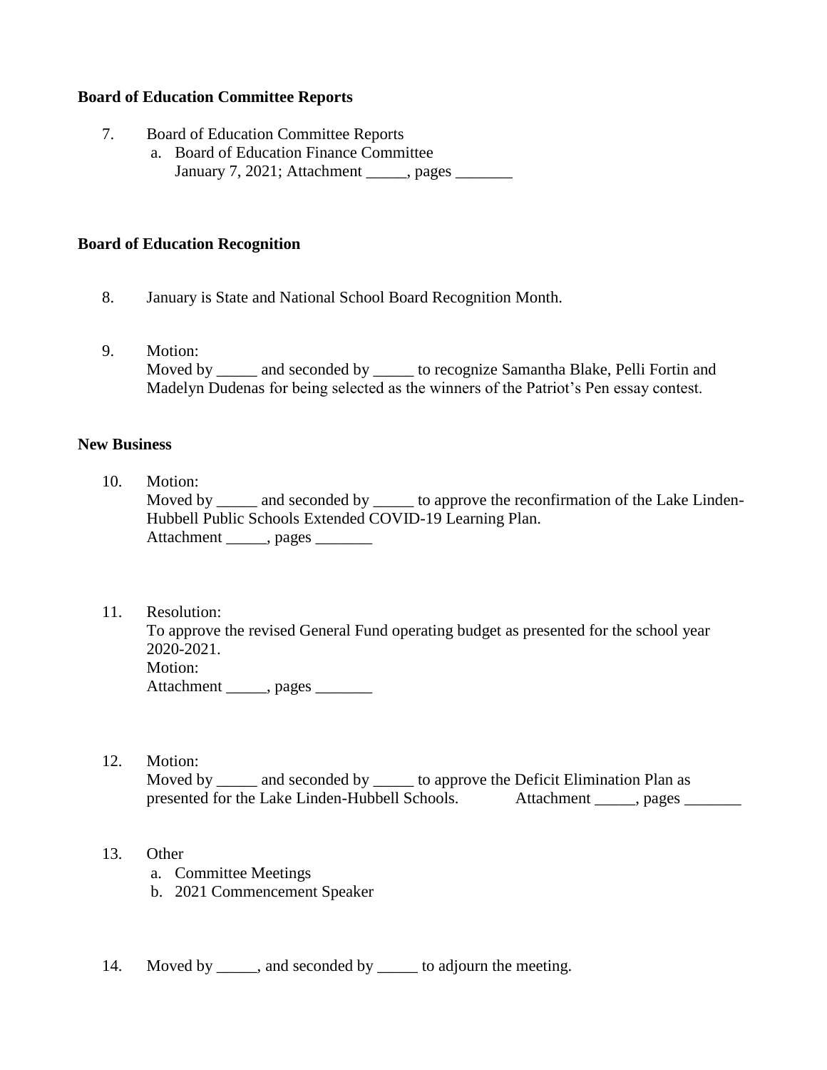**Board of Education Committee Reports**

7. Board of Education Committee Reports
   a. Board of Education Finance Committee
      January 7, 2021; Attachment _____, pages _______

**Board of Education Recognition**

8. January is State and National School Board Recognition Month.

9. Motion:
   Moved by _____ and seconded by _____ to recognize Samantha Blake, Pelli Fortin and Madelyn Dudenas for being selected as the winners of the Patriot's Pen essay contest.

**New Business**

10. Motion:
    Moved by _____ and seconded by _____ to approve the reconfirmation of the Lake Linden-Hubbell Public Schools Extended COVID-19 Learning Plan.
    Attachment _____, pages _______

11. Resolution:
    To approve the revised General Fund operating budget as presented for the school year 2020-2021.
    Motion:
    Attachment _____, pages _______

12. Motion:
    Moved by _____ and seconded by _____ to approve the Deficit Elimination Plan as presented for the Lake Linden-Hubbell Schools. Attachment _____, pages _______

13. Other
    a. Committee Meetings
    b. 2021 Commencement Speaker

14. Moved by _____, and seconded by _____ to adjourn the meeting.